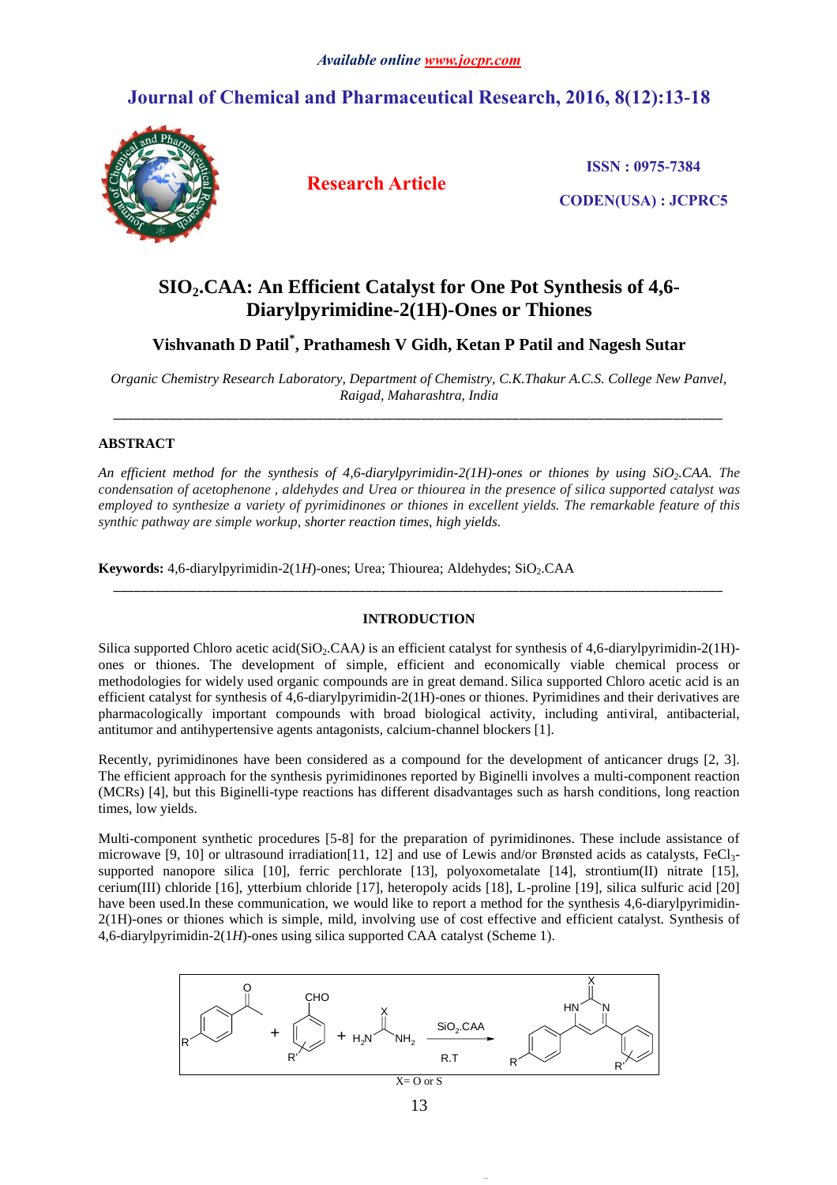# SIO$_2$.CAA: An Efficient Catalyst for One Pot Synthesis of 4,6-Diarylpyrimidine-2(1H)-Ones or Thiones

**Vishvanath D Patil\*, Prathamesh V Gidh, Ketan P Patil and Nagesh Sutar**

*Organic Chemistry Research Laboratory, Department of Chemistry, C.K.Thakur A.C.S. College New Panvel, Raigad, Maharashtra, India*

---

## ABSTRACT

*An efficient method for the synthesis of 4,6-diarylpyrimidin-2(1H)-ones or thiones by using SiO$_2$.CAA. The condensation of acetophenone , aldehydes and Urea or thiourea in the presence of silica supported catalyst was employed to synthesize a variety of pyrimidinones or thiones in excellent yields. The remarkable feature of this synthetic pathway are simple workup, shorter reaction times, high yields.*

**Keywords:** 4,6-diarylpyrimidin-2(1*H*)-ones; Urea; Thiourea; Aldehydes; SiO$_2$.CAA

---

## INTRODUCTION

Silica supported Chloro acetic acid(SiO$_2$.CAA*)* is an efficient catalyst for synthesis of 4,6-diarylpyrimidin-2(1H)-ones or thiones. The development of simple, efficient and economically viable chemical process or methodologies for widely used organic compounds are in great demand. Silica supported Chloro acetic acid is an efficient catalyst for synthesis of 4,6-diarylpyrimidin-2(1H)-ones or thiones. Pyrimidines and their derivatives are pharmacologically important compounds with broad biological activity, including antiviral, antibacterial, antitumor and antihypertensive agents antagonists, calcium-channel blockers [1].

Recently, pyrimidinones have been considered as a compound for the development of anticancer drugs [2, 3]. The efficient approach for the synthesis pyrimidinones reported by Biginelli involves a multi-component reaction (MCRs) [4], but this Biginelli-type reactions has different disadvantages such as harsh conditions, long reaction times, low yields.

Multi-component synthetic procedures [5-8] for the preparation of pyrimidinones. These include assistance of microwave [9, 10] or ultrasound irradiation[11, 12] and use of Lewis and/or Brønsted acids as catalysts, FeCl$_3$-supported nanopore silica [10], ferric perchlorate [13], polyoxometalate [14], strontium(II) nitrate [15], cerium(III) chloride [16], ytterbium chloride [17], heteropoly acids [18], L-proline [19], silica sulfuric acid [20] have been used.In these communication, we would like to report a method for the synthesis 4,6-diarylpyrimidin-2(1H)-ones or thiones which is simple, mild, involving use of cost effective and efficient catalyst. Synthesis of 4,6-diarylpyrimidin-2(1*H*)-ones using silica supported CAA catalyst (Scheme 1).

X= O or S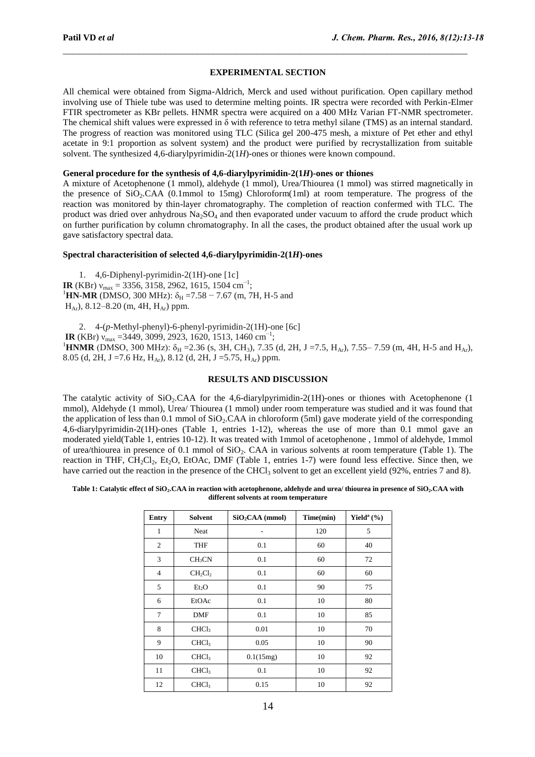## EXPERIMENTAL SECTION

All chemical were obtained from Sigma-Aldrich, Merck and used without purification. Open capillary method involving use of Thiele tube was used to determine melting points. IR spectra were recorded with Perkin-Elmer FTIR spectrometer as KBr pellets. HNMR spectra were acquired on a 400 MHz Varian FT-NMR spectrometer. The chemical shift values were expressed in δ with reference to tetra methyl silane (TMS) as an internal standard. The progress of reaction was monitored using TLC (Silica gel 200-475 mesh, a mixture of Pet ether and ethyl acetate in 9:1 proportion as solvent system) and the product were purified by recrystallization from suitable solvent. The synthesized 4,6-diarylpyrimidin-2(1*H*)-ones or thiones were known compound.

### General procedure for the synthesis of 4,6-diarylpyrimidin-2(1*H*)-ones or thiones

A mixture of Acetophenone (1 mmol), aldehyde (1 mmol), Urea/Thiourea (1 mmol) was stirred magnetically in the presence of $SiO_2$.CAA (0.1mmol to 15mg) Chloroform(1ml) at room temperature. The progress of the reaction was monitored by thin-layer chromatography. The completion of reaction confermed with TLC. The product was dried over anhydrous $Na_2SO_4$ and then evaporated under vacuum to afford the crude product which on further purification by column chromatography. In all the cases, the product obtained after the usual work up gave satisfactory spectral data.

### Spectral characterisition of selected 4,6-diarylpyrimidin-2(1*H*)-ones

1. 4,6-Diphenyl-pyrimidin-2(1H)-one [1c]

**IR** (KBr) $\nu_{max}$ = 3356, 3158, 2962, 1615, 1504 $cm^{-1}$;
$^{1}$**HN-MR** (DMSO, 300 MHz): $\delta_H$ =7.58 − 7.67 (m, 7H, H-5 and $H_{Ar}$), 8.12–8.20 (m, 4H, $H_{Ar}$) ppm.

2. 4-(*p*-Methyl-phenyl)-6-phenyl-pyrimidin-2(1H)-one [6c]

**IR** (KBr) $\nu_{max}$ =3449, 3099, 2923, 1620, 1513, 1460 $cm^{-1}$;
$^{1}$**HNMR** (DMSO, 300 MHz): $\delta_H$ =2.36 (s, 3H, $CH_3$), 7.35 (d, 2H, J =7.5, $H_{Ar}$), 7.55– 7.59 (m, 4H, H-5 and $H_{Ar}$), 8.05 (d, 2H, J =7.6 Hz, $H_{Ar}$), 8.12 (d, 2H, J =5.75, $H_{Ar}$) ppm.

## RESULTS AND DISCUSSION

The catalytic activity of $SiO_2$.CAA for the 4,6-diarylpyrimidin-2(1H)-ones or thiones with Acetophenone (1 mmol), Aldehyde (1 mmol), Urea/ Thiourea (1 mmol) under room temperature was studied and it was found that the application of less than 0.1 mmol of $SiO_2$.CAA in chloroform (5ml) gave moderate yield of the corresponding 4,6-diarylpyrimidin-2(1H)-ones (Table 1, entries 1-12), whereas the use of more than 0.1 mmol gave an moderated yield(Table 1, entries 10-12). It was treated with 1mmol of acetophenone , 1mmol of aldehyde, 1mmol of urea/thiourea in presence of 0.1 mmol of $SiO_2$. CAA in various solvents at room temperature (Table 1). The reaction in THF, $CH_2Cl_2$, $Et_2O$, EtOAc, DMF (Table 1, entries 1-7) were found less effective. Since then, we have carried out the reaction in the presence of the $CHCl_3$ solvent to get an excellent yield (92%, entries 7 and 8).

**Table 1: Catalytic effect of $SiO_2$.CAA in reaction with acetophenone, aldehyde and urea/ thiourea in presence of $SiO_2$.CAA with different solvents at room temperature**

| Entry | Solvent | $SiO_2$CAA (mmol) | Time(min) | Yield[a] (%) |
|---|---|---|---|---|
| 1 | Neat | - | 120 | 5 |
| 2 | THF | 0.1 | 60 | 40 |
| 3 | $CH_3CN$ | 0.1 | 60 | 72 |
| 4 | $CH_2Cl_2$ | 0.1 | 60 | 60 |
| 5 | $Et_2O$ | 0.1 | 90 | 75 |
| 6 | EtOAc | 0.1 | 10 | 80 |
| 7 | DMF | 0.1 | 10 | 85 |
| 8 | $CHCl_3$ | 0.01 | 10 | 70 |
| 9 | $CHCl_3$ | 0.05 | 10 | 90 |
| 10 | $CHCl_3$ | 0.1(15mg) | 10 | 92 |
| 11 | $CHCl_3$ | 0.1 | 10 | 92 |
| 12 | $CHCl_3$ | 0.15 | 10 | 92 |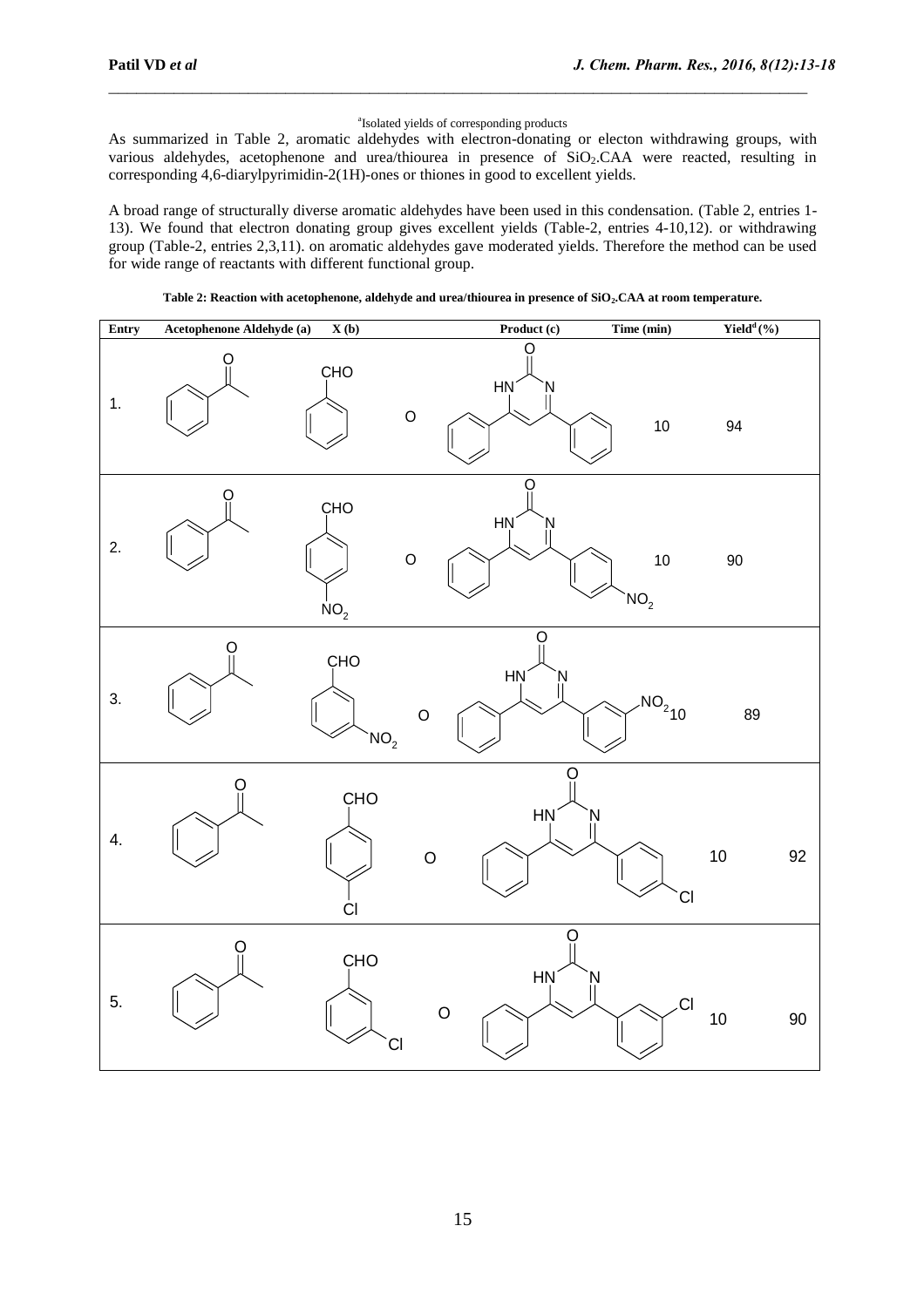[a]Isolated yields of corresponding products

As summarized in Table 2, aromatic aldehydes with electron-donating or electon withdrawing groups, with various aldehydes, acetophenone and urea/thiourea in presence of $SiO_2$.CAA were reacted, resulting in corresponding 4,6-diarylpyrimidin-2(1H)-ones or thiones in good to excellent yields.

A broad range of structurally diverse aromatic aldehydes have been used in this condensation. (Table 2, entries 1-13). We found that electron donating group gives excellent yields (Table-2, entries 4-10,12). or withdrawing group (Table-2, entries 2,3,11). on aromatic aldehydes gave moderated yields. Therefore the method can be used for wide range of reactants with different functional group.

**Table 2: Reaction with acetophenone, aldehyde and urea/thiourea in presence of $SiO_2$.CAA at room temperature.**

| Entry | Acetophenone | Aldehyde (a) | X (b) | Product (c) | Time (min) | Yield[d] (%) |
|---|---|---|---|---|---|---|
| 1. | Acetophenone | Benzaldehyde | O | 4,6-diphenylpyrimidin-2(1H)-one | 10 | 94 |
| 2. | Acetophenone | 4-Nitrobenzaldehyde | O | 4-(4-nitrophenyl)-6-phenylpyrimidin-2(1H)-one | 10 | 90 |
| 3. | Acetophenone | 3-Nitrobenzaldehyde | O | 4-(3-nitrophenyl)-6-phenylpyrimidin-2(1H)-one | 10 | 89 |
| 4. | Acetophenone | 4-Chlorobenzaldehyde | O | 4-(4-chlorophenyl)-6-phenylpyrimidin-2(1H)-one | 10 | 92 |
| 5. | Acetophenone | 3-Chlorobenzaldehyde | O | 4-(3-chlorophenyl)-6-phenylpyrimidin-2(1H)-one | 10 | 90 |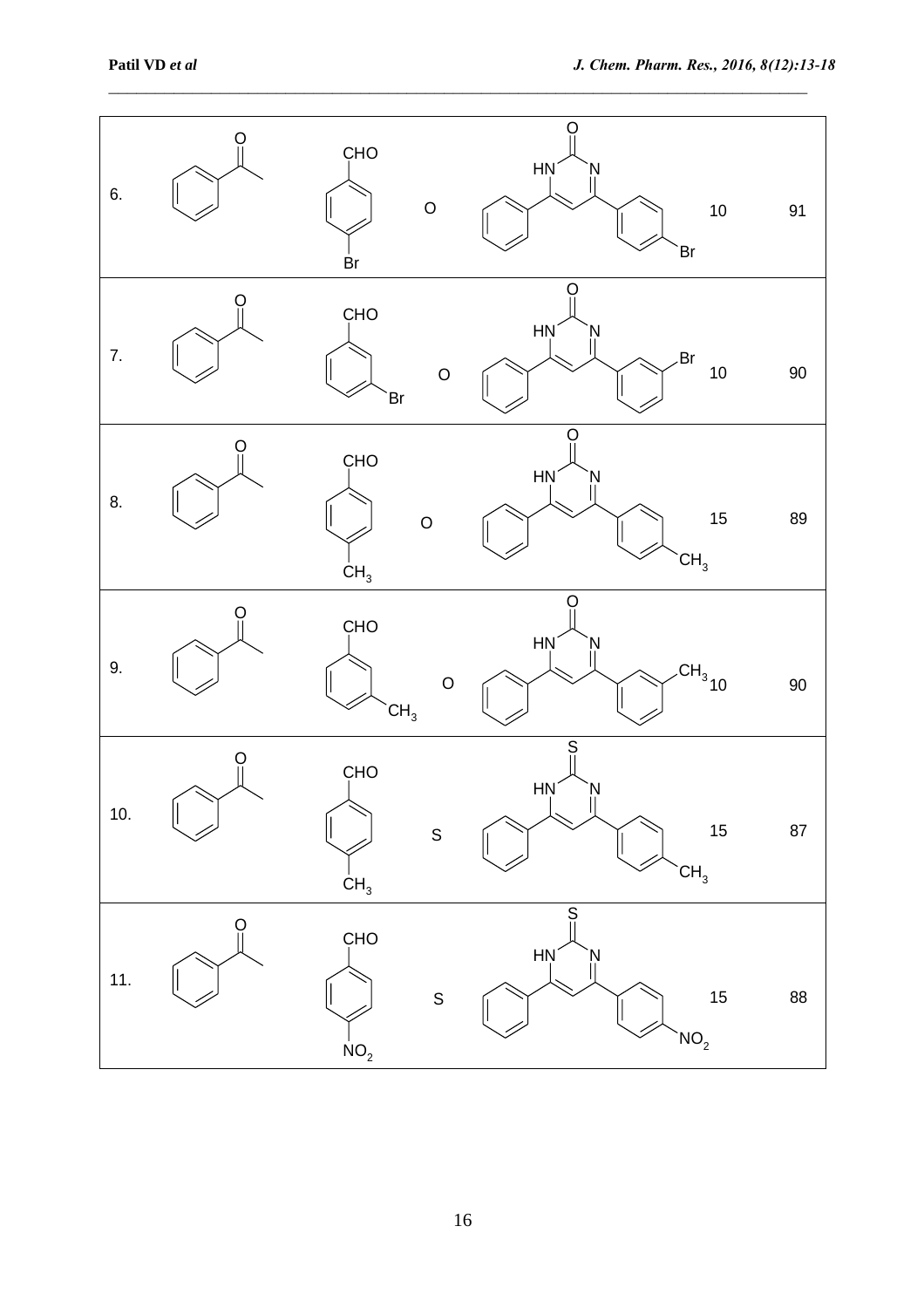| | | | | | | |
|---|---|---|---|---|---|---|
| 6. | Acetophenone | 4-Bromobenzaldehyde (CHO, Br) | O | 4-Phenyl-6-(4-bromophenyl)pyrimidin-2(1H)-one | 10 | 91 |
| 7. | Acetophenone | 3-Bromobenzaldehyde (CHO, Br) | O | 4-Phenyl-6-(3-bromophenyl)pyrimidin-2(1H)-one | 10 | 90 |
| 8. | Acetophenone | 4-Methylbenzaldehyde (CHO, $CH_3$) | O | 4-Phenyl-6-(4-methylphenyl)pyrimidin-2(1H)-one | 15 | 89 |
| 9. | Acetophenone | 3-Methylbenzaldehyde (CHO, $CH_3$) | O | 4-Phenyl-6-(3-methylphenyl)pyrimidin-2(1H)-one | 10 | 90 |
| 10. | Acetophenone | 4-Methylbenzaldehyde (CHO, $CH_3$) | S | 4-Phenyl-6-(4-methylphenyl)pyrimidine-2(1H)-thione | 15 | 87 |
| 11. | Acetophenone | 4-Nitrobenzaldehyde (CHO, $NO_2$) | S | 4-Phenyl-6-(4-nitrophenyl)pyrimidine-2(1H)-thione | 15 | 88 |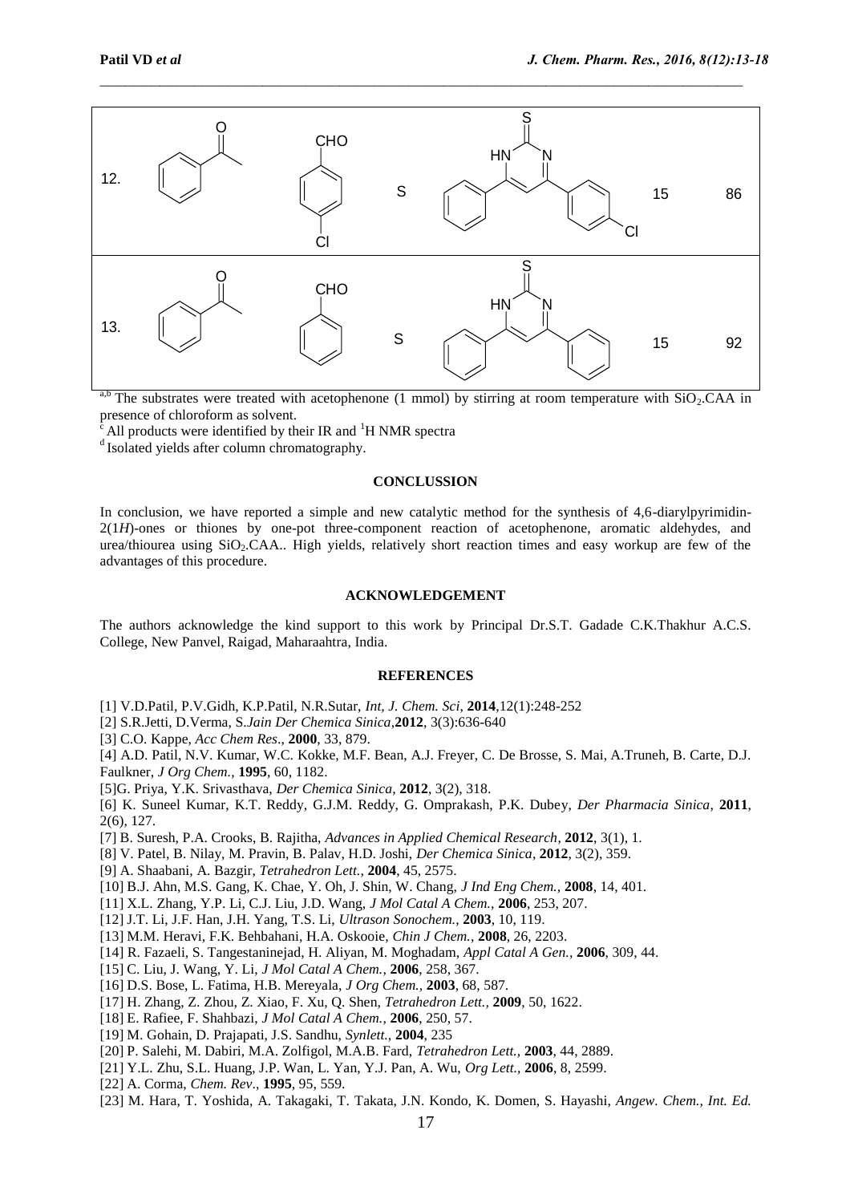| 12. | (acetophenone) | CHO, Cl (4-chlorobenzaldehyde) | S | 4-(4-chlorophenyl)-6-phenylpyrimidine-2(1H)-thione | 15 | 86 |
|---|---|---|---|---|---|---|
| 13. | (acetophenone) | CHO (benzaldehyde) | S | 4,6-diphenylpyrimidine-2(1H)-thione | 15 | 92 |

[a,b] The substrates were treated with acetophenone (1 mmol) by stirring at room temperature with $SiO_2$.CAA in presence of chloroform as solvent.

[c] All products were identified by their IR and $^1H$ NMR spectra

[d] Isolated yields after column chromatography.

## CONCLUSSION

In conclusion, we have reported a simple and new catalytic method for the synthesis of 4,6-diarylpyrimidin-2(1*H*)-ones or thiones by one-pot three-component reaction of acetophenone, aromatic aldehydes, and urea/thiourea using $SiO_2$.CAA.. High yields, relatively short reaction times and easy workup are few of the advantages of this procedure.

## ACKNOWLEDGEMENT

The authors acknowledge the kind support to this work by Principal Dr.S.T. Gadade C.K.Thakhur A.C.S. College, New Panvel, Raigad, Maharaahtra, India.

## REFERENCES

[1] V.D.Patil, P.V.Gidh, K.P.Patil, N.R.Sutar, *Int, J. Chem. Sci*, **2014**,12(1):248-252

[2] S.R.Jetti, D.Verma, S.*Jain Der Chemica Sinica*,**2012**, 3(3):636-640

[3] C.O. Kappe, *Acc Chem Res*., **2000**, 33, 879.

[4] A.D. Patil, N.V. Kumar, W.C. Kokke, M.F. Bean, A.J. Freyer, C. De Brosse, S. Mai, A.Truneh, B. Carte, D.J. Faulkner, *J Org Chem.,* **1995**, 60, 1182.

[5]G. Priya, Y.K. Srivasthava, *Der Chemica Sinica,* **2012**, 3(2), 318.

[6] K. Suneel Kumar, K.T. Reddy, G.J.M. Reddy, G. Omprakash, P.K. Dubey, *Der Pharmacia Sinica*, **2011**, 2(6), 127.

[7] B. Suresh, P.A. Crooks, B. Rajitha, *Advances in Applied Chemical Research*, **2012**, 3(1), 1.

[8] V. Patel, B. Nilay, M. Pravin, B. Palav, H.D. Joshi, *Der Chemica Sinica*, **2012**, 3(2), 359.

[9] A. Shaabani, A. Bazgir, *Tetrahedron Lett.,* **2004**, 45, 2575.

[10] B.J. Ahn, M.S. Gang, K. Chae, Y. Oh, J. Shin, W. Chang, *J Ind Eng Chem.,* **2008**, 14, 401.

[11] X.L. Zhang, Y.P. Li, C.J. Liu, J.D. Wang, *J Mol Catal A Chem.,* **2006**, 253, 207.

[12] J.T. Li, J.F. Han, J.H. Yang, T.S. Li, *Ultrason Sonochem.,* **2003**, 10, 119.

[13] M.M. Heravi, F.K. Behbahani, H.A. Oskooie, *Chin J Chem.,* **2008**, 26, 2203.

[14] R. Fazaeli, S. Tangestaninejad, H. Aliyan, M. Moghadam, *Appl Catal A Gen.,* **2006**, 309, 44.

[15] C. Liu, J. Wang, Y. Li, *J Mol Catal A Chem.,* **2006**, 258, 367.

[16] D.S. Bose, L. Fatima, H.B. Mereyala, *J Org Chem.,* **2003**, 68, 587.

[17] H. Zhang, Z. Zhou, Z. Xiao, F. Xu, Q. Shen, *Tetrahedron Lett.,* **2009**, 50, 1622.

[18] E. Rafiee, F. Shahbazi, *J Mol Catal A Chem.,* **2006**, 250, 57.

[19] M. Gohain, D. Prajapati, J.S. Sandhu, *Synlett.,* **2004**, 235

[20] P. Salehi, M. Dabiri, M.A. Zolfigol, M.A.B. Fard, *Tetrahedron Lett.,* **2003**, 44, 2889.

[21] Y.L. Zhu, S.L. Huang, J.P. Wan, L. Yan, Y.J. Pan, A. Wu, *Org Lett.,* **2006**, 8, 2599.

[22] A. Corma, *Chem. Rev*., **1995**, 95, 559.

[23] M. Hara, T. Yoshida, A. Takagaki, T. Takata, J.N. Kondo, K. Domen, S. Hayashi, *Angew. Chem., Int. Ed.*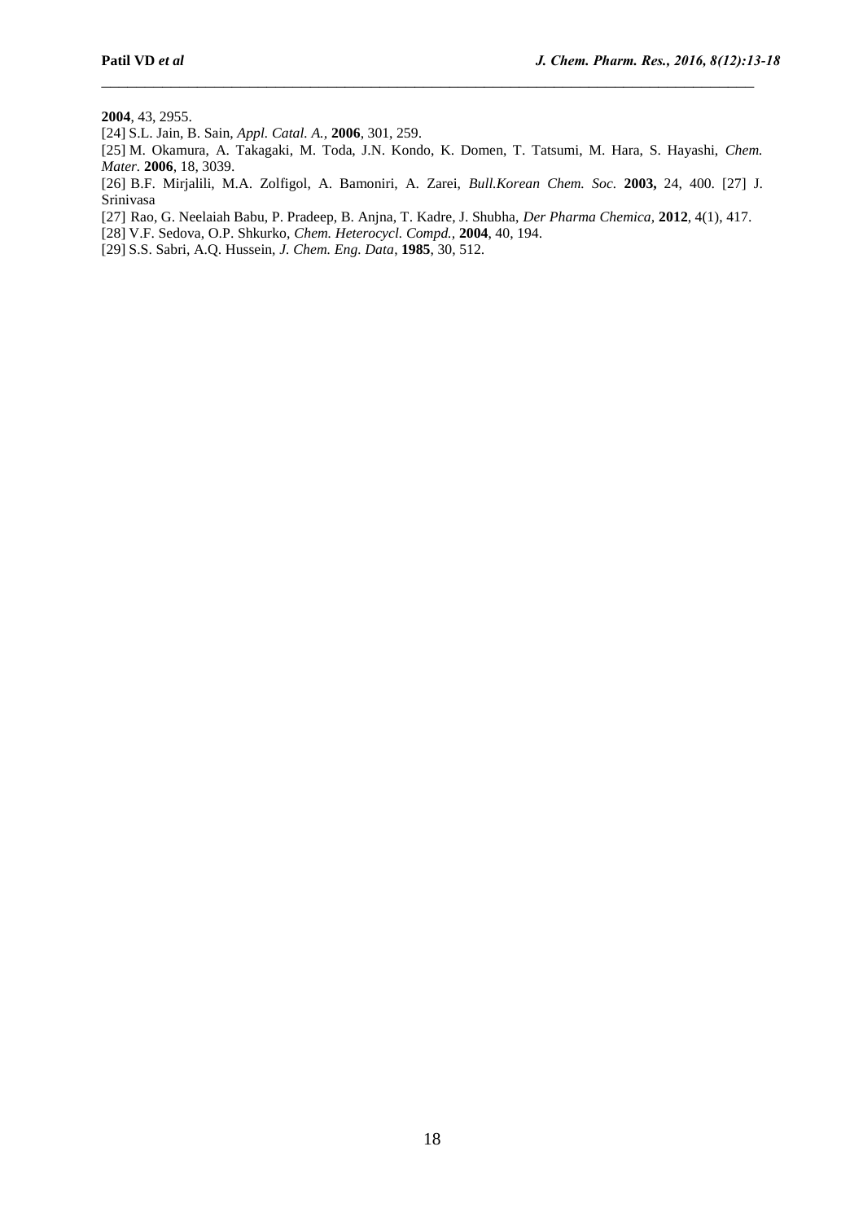**2004**, 43, 2955.

[24] S.L. Jain, B. Sain, *Appl. Catal. A.,* **2006**, 301, 259.

[25] M. Okamura, A. Takagaki, M. Toda, J.N. Kondo, K. Domen, T. Tatsumi, M. Hara, S. Hayashi, *Chem. Mater.* **2006**, 18, 3039.

[26] B.F. Mirjalili, M.A. Zolfigol, A. Bamoniri, A. Zarei, *Bull.Korean Chem. Soc.* **2003,** 24, 400. [27] J. Srinivasa

[27] Rao, G. Neelaiah Babu, P. Pradeep, B. Anjna, T. Kadre, J. Shubha, *Der Pharma Chemica,* **2012**, 4(1), 417.

[28] V.F. Sedova, O.P. Shkurko, *Chem. Heterocycl. Compd.,* **2004**, 40, 194.

[29] S.S. Sabri, A.Q. Hussein, *J. Chem. Eng. Data,* **1985**, 30, 512.